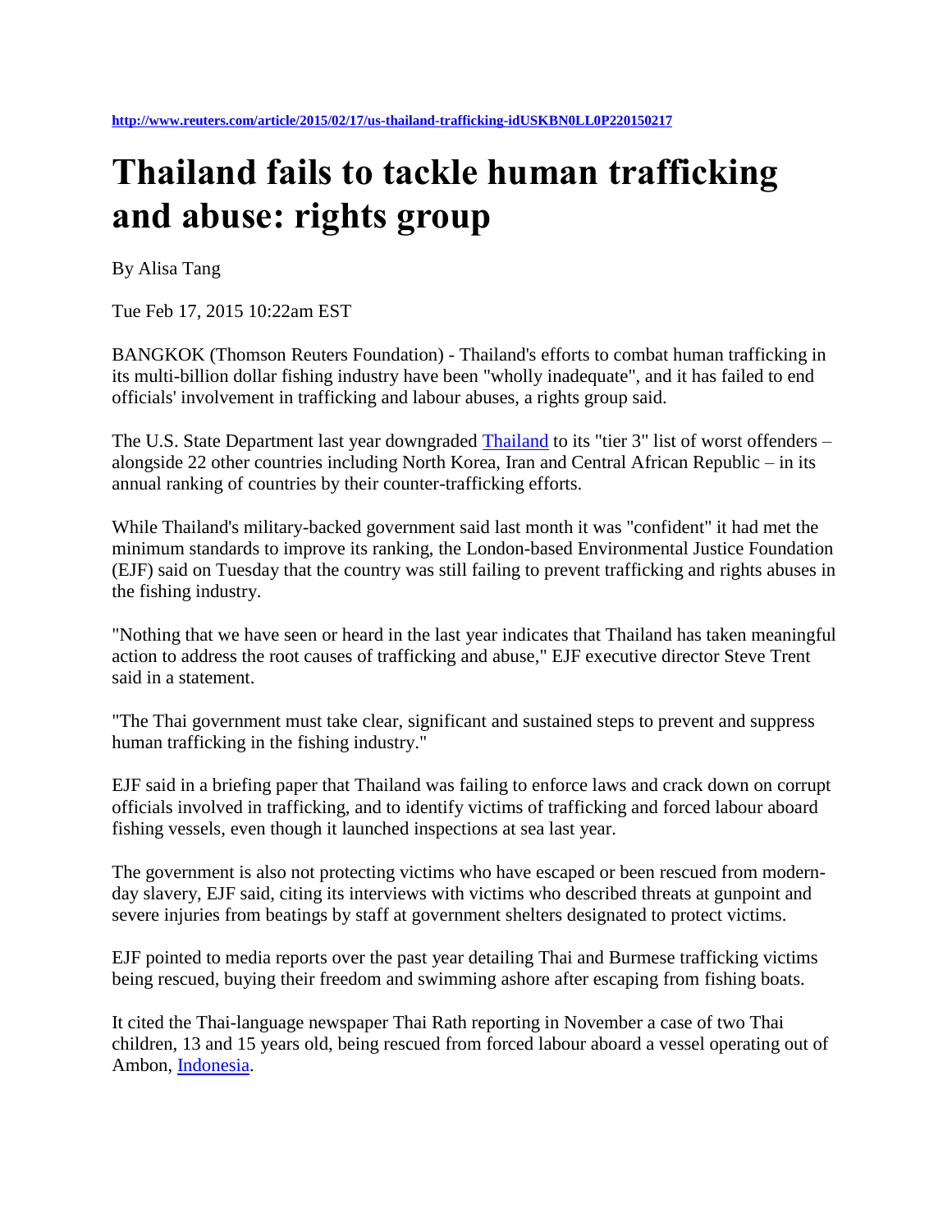**http://www.reuters.com/article/2015/02/17/us-thailand-trafficking-idUSKBN0LL0P220150217**

# Thailand fails to tackle human trafficking and abuse: rights group

By Alisa Tang

Tue Feb 17, 2015 10:22am EST

BANGKOK (Thomson Reuters Foundation) - Thailand's efforts to combat human trafficking in its multi-billion dollar fishing industry have been "wholly inadequate", and it has failed to end officials' involvement in trafficking and labour abuses, a rights group said.

The U.S. State Department last year downgraded Thailand to its "tier 3" list of worst offenders – alongside 22 other countries including North Korea, Iran and Central African Republic – in its annual ranking of countries by their counter-trafficking efforts.

While Thailand's military-backed government said last month it was "confident" it had met the minimum standards to improve its ranking, the London-based Environmental Justice Foundation (EJF) said on Tuesday that the country was still failing to prevent trafficking and rights abuses in the fishing industry.

"Nothing that we have seen or heard in the last year indicates that Thailand has taken meaningful action to address the root causes of trafficking and abuse," EJF executive director Steve Trent said in a statement.

"The Thai government must take clear, significant and sustained steps to prevent and suppress human trafficking in the fishing industry."

EJF said in a briefing paper that Thailand was failing to enforce laws and crack down on corrupt officials involved in trafficking, and to identify victims of trafficking and forced labour aboard fishing vessels, even though it launched inspections at sea last year.

The government is also not protecting victims who have escaped or been rescued from modern-day slavery, EJF said, citing its interviews with victims who described threats at gunpoint and severe injuries from beatings by staff at government shelters designated to protect victims.

EJF pointed to media reports over the past year detailing Thai and Burmese trafficking victims being rescued, buying their freedom and swimming ashore after escaping from fishing boats.

It cited the Thai-language newspaper Thai Rath reporting in November a case of two Thai children, 13 and 15 years old, being rescued from forced labour aboard a vessel operating out of Ambon, Indonesia.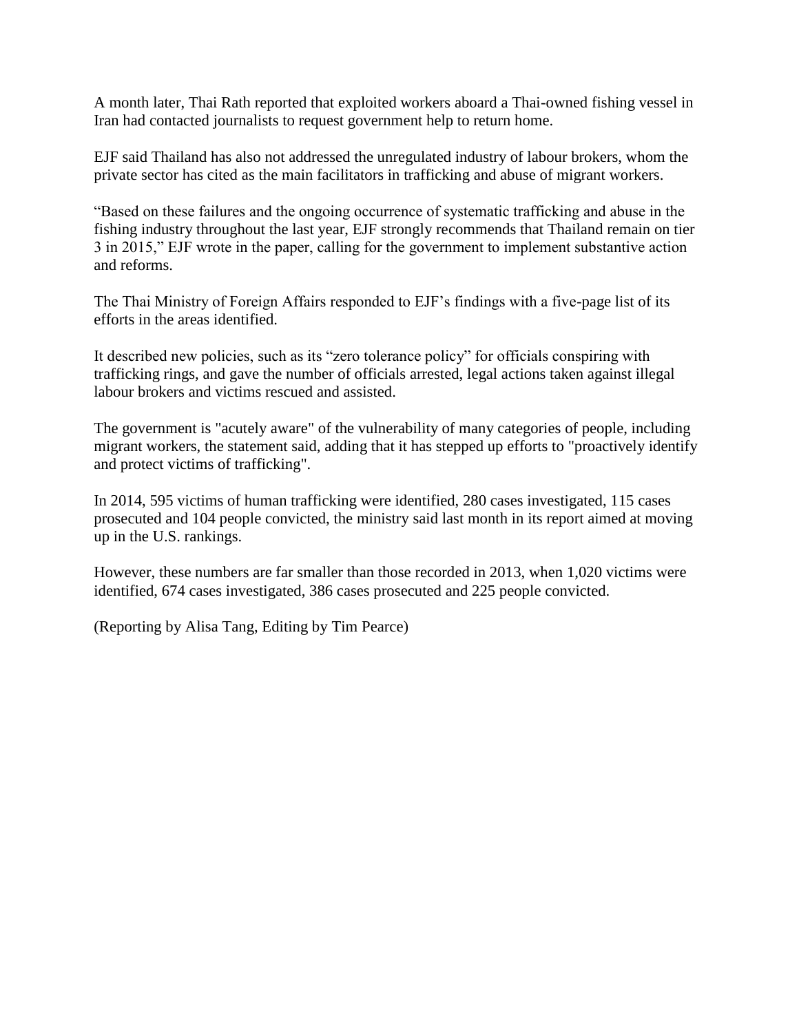A month later, Thai Rath reported that exploited workers aboard a Thai-owned fishing vessel in Iran had contacted journalists to request government help to return home.

EJF said Thailand has also not addressed the unregulated industry of labour brokers, whom the private sector has cited as the main facilitators in trafficking and abuse of migrant workers.

“Based on these failures and the ongoing occurrence of systematic trafficking and abuse in the fishing industry throughout the last year, EJF strongly recommends that Thailand remain on tier 3 in 2015,” EJF wrote in the paper, calling for the government to implement substantive action and reforms.

The Thai Ministry of Foreign Affairs responded to EJF’s findings with a five-page list of its efforts in the areas identified.

It described new policies, such as its “zero tolerance policy” for officials conspiring with trafficking rings, and gave the number of officials arrested, legal actions taken against illegal labour brokers and victims rescued and assisted.

The government is "acutely aware" of the vulnerability of many categories of people, including migrant workers, the statement said, adding that it has stepped up efforts to "proactively identify and protect victims of trafficking".

In 2014, 595 victims of human trafficking were identified, 280 cases investigated, 115 cases prosecuted and 104 people convicted, the ministry said last month in its report aimed at moving up in the U.S. rankings.

However, these numbers are far smaller than those recorded in 2013, when 1,020 victims were identified, 674 cases investigated, 386 cases prosecuted and 225 people convicted.

(Reporting by Alisa Tang, Editing by Tim Pearce)